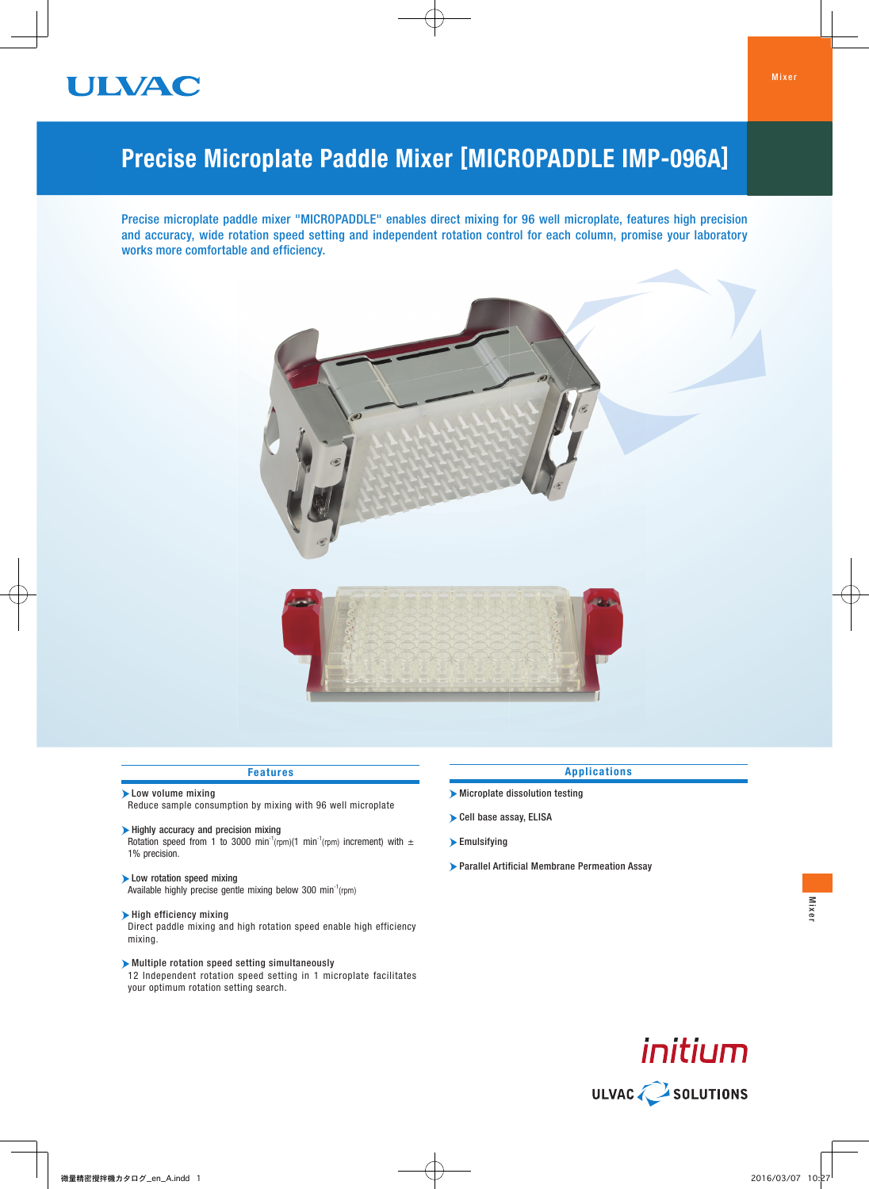ULVAC

Mixer

# Precise Microplate Paddle Mixer [MICROPADDLE IMP-096A]

Precise microplate paddle mixer "MICROPADDLE" enables direct mixing for 96 well microplate, features high precision and accuracy, wide rotation speed setting and independent rotation control for each column, promise your laboratory works more comfortable and efficiency.

## Features

- **Low volume mixing**
  Reduce sample consumption by mixing with 96 well microplate
- **Highly accuracy and precision mixing**
  Rotation speed from 1 to 3000 $min^{-1}$(rpm)(1 $min^{-1}$(rpm) increment) with ± 1% precision.
- **Low rotation speed mixing**
  Available highly precise gentle mixing below 300 $min^{-1}$(rpm)
- **High efficiency mixing**
  Direct paddle mixing and high rotation speed enable high efficiency mixing.
- **Multiple rotation speed setting simultaneously**
  12 Independent rotation speed setting in 1 microplate facilitates your optimum rotation setting search.

## Applications

- Microplate dissolution testing
- Cell base assay, ELISA
- Emulsifying
- Parallel Artificial Membrane Permeation Assay

initium

ULVAC SOLUTIONS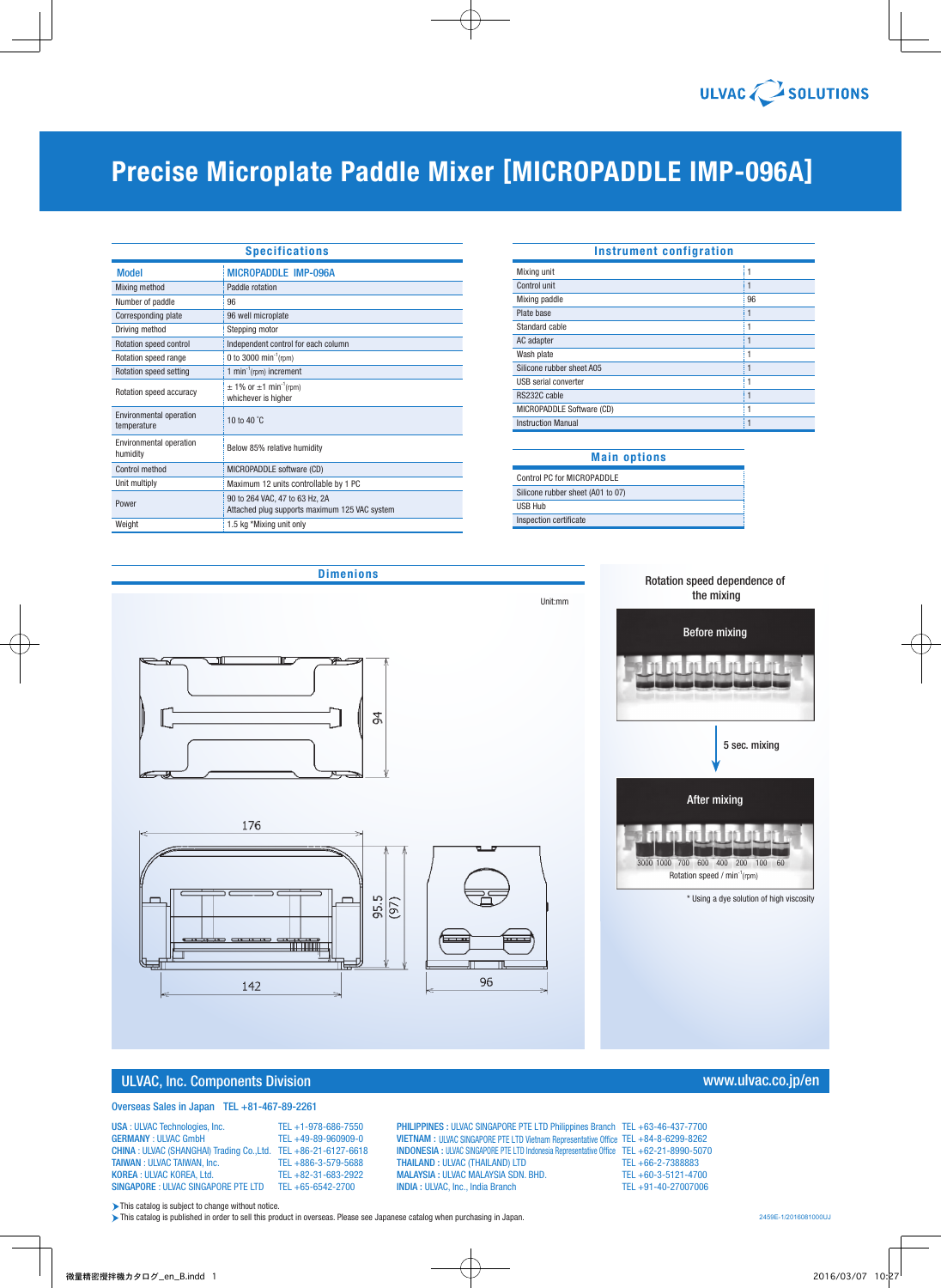ULVAC SOLUTIONS

# Precise Microplate Paddle Mixer [MICROPADDLE IMP-096A]

## Specifications

| Model | MICROPADDLE IMP-096A |
|---|---|
| Mixing method | Paddle rotation |
| Number of paddle | 96 |
| Corresponding plate | 96 well microplate |
| Driving method | Stepping motor |
| Rotation speed control | Independent control for each column |
| Rotation speed range | 0 to 3000 $min^{-1}$(rpm) |
| Rotation speed setting | 1 $min^{-1}$(rpm) increment |
| Rotation speed accuracy | ± 1% or ±1 $min^{-1}$(rpm) whichever is higher |
| Environmental operation temperature | 10 to 40 ˚C |
| Environmental operation humidity | Below 85% relative humidity |
| Control method | MICROPADDLE software (CD) |
| Unit multiply | Maximum 12 units controllable by 1 PC |
| Power | 90 to 264 VAC, 47 to 63 Hz, 2A<br>Attached plug supports maximum 125 VAC system |
| Weight | 1.5 kg *Mixing unit only |

## Instrument configration

| | |
|---|---|
| Mixing unit | 1 |
| Control unit | 1 |
| Mixing paddle | 96 |
| Plate base | 1 |
| Standard cable | 1 |
| AC adapter | 1 |
| Wash plate | 1 |
| Silicone rubber sheet A05 | 1 |
| USB serial converter | 1 |
| RS232C cable | 1 |
| MICROPADDLE Software (CD) | 1 |
| Instruction Manual | 1 |

## Main options

- Control PC for MICROPADDLE
- Silicone rubber sheet (A01 to 07)
- USB Hub
- Inspection certificate

## Dimensions

Unit:mm

94
176
95.5
(97)
142
96

## Rotation speed dependence of the mixing

Before mixing

5 sec. mixing

After mixing

3000 1000 700 600 400 200 100 60

Rotation speed / $min^{-1}$(rpm)

* Using a dye solution of high viscosity

## ULVAC, Inc. Components Division

www.ulvac.co.jp/en

Overseas Sales in Japan TEL +81-467-89-2261

USA : ULVAC Technologies, Inc. TEL +1-978-686-7550
GERMANY : ULVAC GmbH TEL +49-89-960909-0
CHINA : ULVAC (SHANGHAI) Trading Co.,Ltd. TEL +86-21-6127-6618
TAIWAN : ULVAC TAIWAN, Inc. TEL +886-3-579-5688
KOREA : ULVAC KOREA, Ltd. TEL +82-31-683-2922
SINGAPORE : ULVAC SINGAPORE PTE LTD TEL +65-6542-2700
PHILIPPINES : ULVAC SINGAPORE PTE LTD Philippines Branch TEL +63-46-437-7700
VIETNAM : ULVAC SINGAPORE PTE LTD Vietnam Representative Office TEL +84-8-6299-8262
INDONESIA : ULVAC SINGAPORE PTE LTD Indonesia Representative Office TEL +62-21-8990-5070
THAILAND : ULVAC (THAILAND) LTD TEL +66-2-7388883
MALAYSIA : ULVAC MALAYSIA SDN. BHD. TEL +60-3-5121-4700
INDIA : ULVAC, Inc., India Branch TEL +91-40-27007006

- This catalog is subject to change without notice.
- This catalog is published in order to sell this product in overseas. Please see Japanese catalog when purchasing in Japan.

2459E-1/2016081000UJ